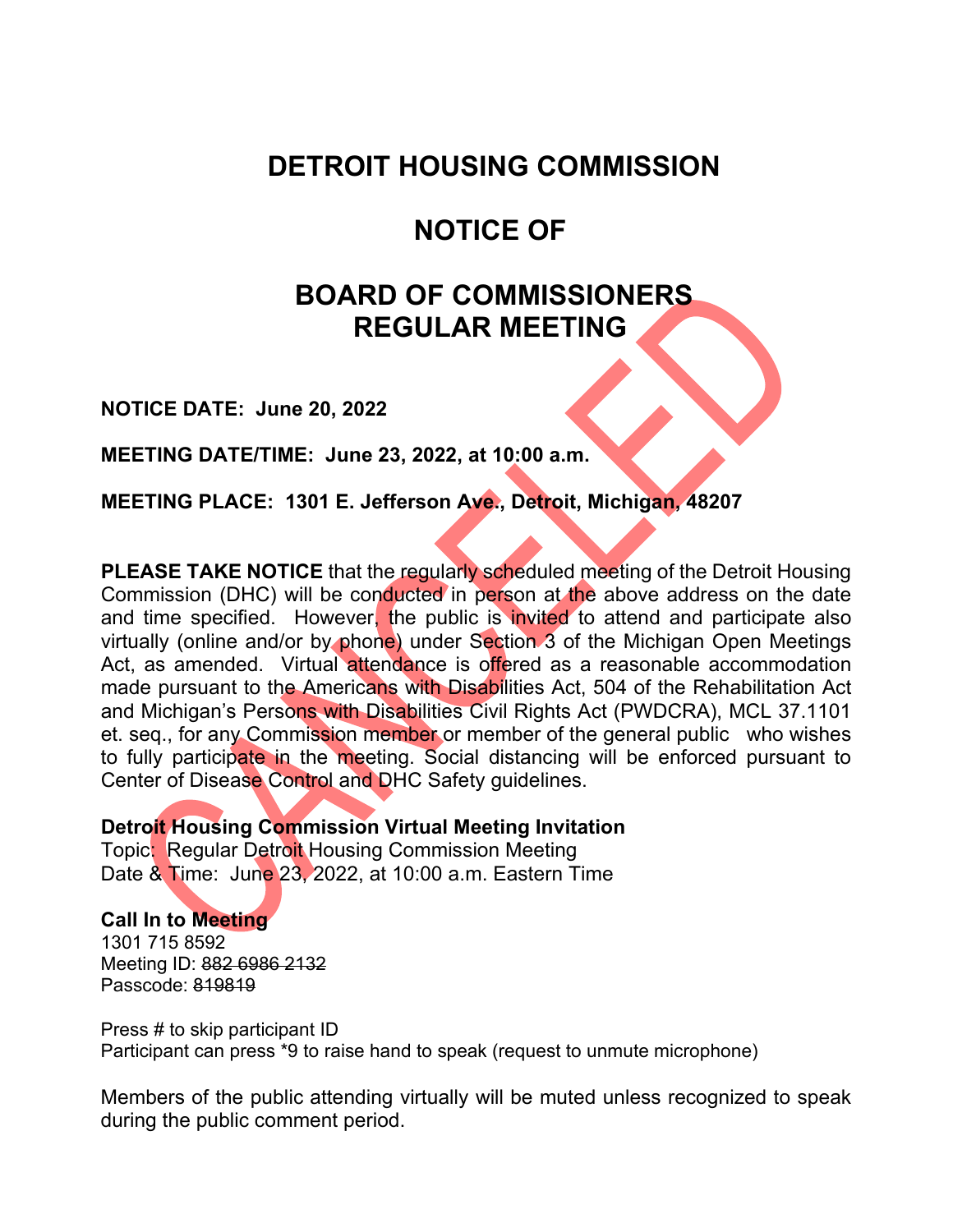# DETROIT HOUSING COMMISSION

# NOTICE OF

# BOARD OF COMMISSIONERS REGULAR MEETING

CANCELED

**NOTICE DATE: June 20, 2022**

**MEETING DATE/TIME: June 23, 2022, at 10:00 a.m.**

**MEETING PLACE: 1301 E. Jefferson Ave., Detroit, Michigan, 48207**

**PLEASE TAKE NOTICE** that the regularly scheduled meeting of the Detroit Housing Commission (DHC) will be conducted in person at the above address on the date and time specified. However, the public is invited to attend and participate also virtually (online and/or by phone) under Section 3 of the Michigan Open Meetings Act, as amended. Virtual attendance is offered as a reasonable accommodation made pursuant to the Americans with Disabilities Act, 504 of the Rehabilitation Act and Michigan's Persons with Disabilities Civil Rights Act (PWDCRA), MCL 37.1101 et. seq., for any Commission member or member of the general public who wishes to fully participate in the meeting. Social distancing will be enforced pursuant to Center of Disease Control and DHC Safety guidelines.

**Detroit Housing Commission Virtual Meeting Invitation**
Topic: Regular Detroit Housing Commission Meeting
Date & Time: June 23, 2022, at 10:00 a.m. Eastern Time

**Call In to Meeting**
1301 715 8592
Meeting ID: ~~882 6986 2132~~
Passcode: ~~819819~~

Press # to skip participant ID
Participant can press *9 to raise hand to speak (request to unmute microphone)

Members of the public attending virtually will be muted unless recognized to speak during the public comment period.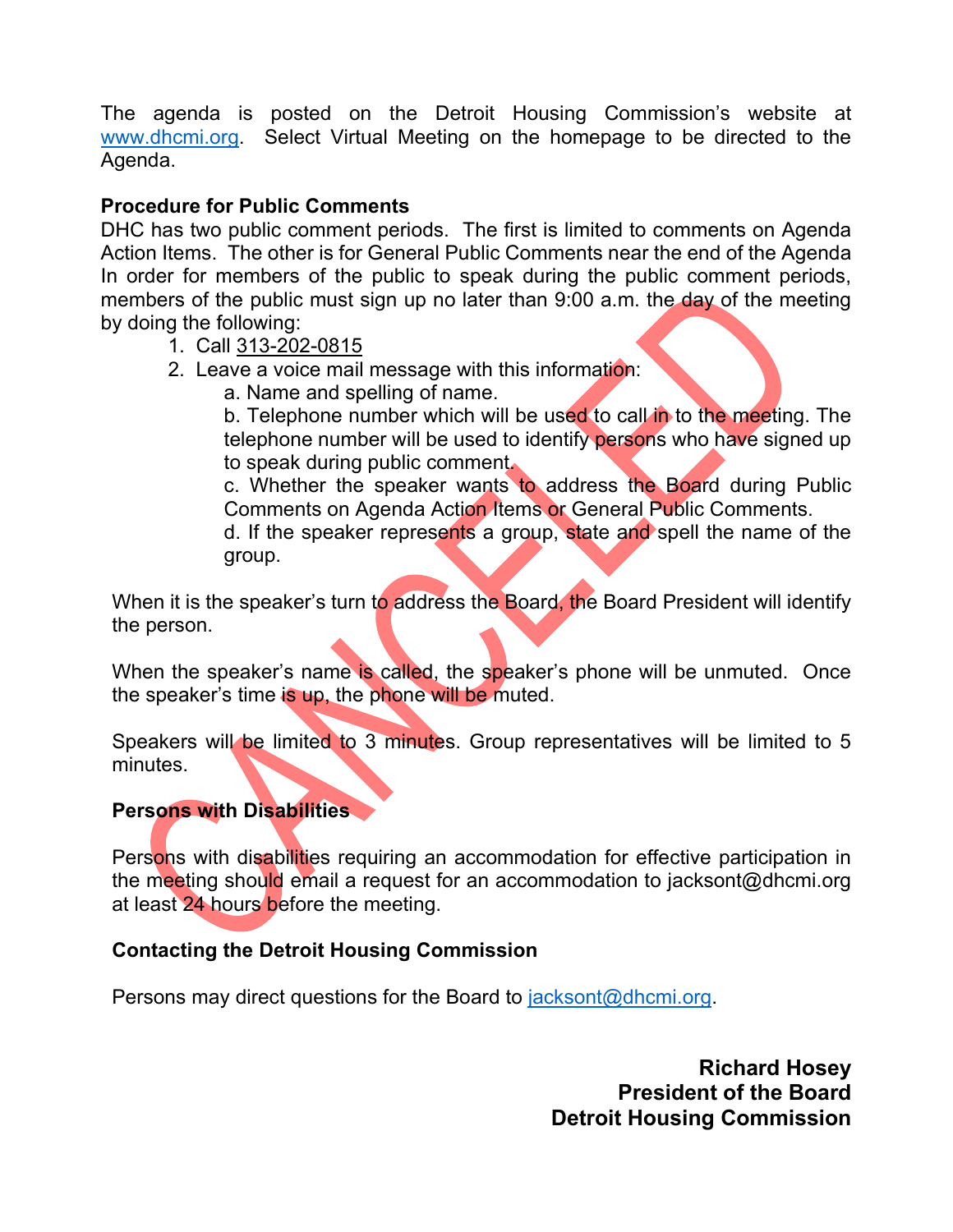The agenda is posted on the Detroit Housing Commission's website at www.dhcmi.org. Select Virtual Meeting on the homepage to be directed to the Agenda.

**Procedure for Public Comments**

DHC has two public comment periods. The first is limited to comments on Agenda Action Items. The other is for General Public Comments near the end of the Agenda In order for members of the public to speak during the public comment periods, members of the public must sign up no later than 9:00 a.m. the day of the meeting by doing the following:

1. Call 313-202-0815
2. Leave a voice mail message with this information:
   a. Name and spelling of name.
   b. Telephone number which will be used to call in to the meeting. The telephone number will be used to identify persons who have signed up to speak during public comment.
   c. Whether the speaker wants to address the Board during Public Comments on Agenda Action Items or General Public Comments.
   d. If the speaker represents a group, state and spell the name of the group.

When it is the speaker's turn to address the Board, the Board President will identify the person.

When the speaker's name is called, the speaker's phone will be unmuted. Once the speaker's time is up, the phone will be muted.

Speakers will be limited to 3 minutes. Group representatives will be limited to 5 minutes.

**Persons with Disabilities**

Persons with disabilities requiring an accommodation for effective participation in the meeting should email a request for an accommodation to jacksont@dhcmi.org at least 24 hours before the meeting.

**Contacting the Detroit Housing Commission**

Persons may direct questions for the Board to jacksont@dhcmi.org.

CANCELED

**Richard Hosey**
**President of the Board**
**Detroit Housing Commission**